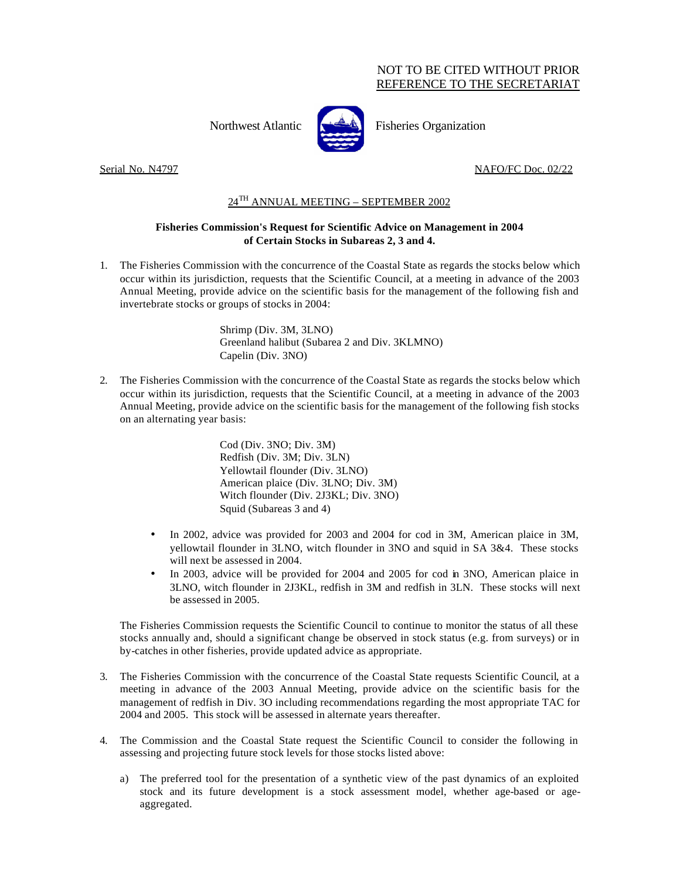NOT TO BE CITED WITHOUT PRIOR
REFERENCE TO THE SECRETARIAT

Northwest Atlantic Fisheries Organization

Serial No. N4797 NAFO/FC Doc. 02/22

## 24TH ANNUAL MEETING – SEPTEMBER 2002

**Fisheries Commission's Request for Scientific Advice on Management in 2004 of Certain Stocks in Subareas 2, 3 and 4.**

1. The Fisheries Commission with the concurrence of the Coastal State as regards the stocks below which occur within its jurisdiction, requests that the Scientific Council, at a meeting in advance of the 2003 Annual Meeting, provide advice on the scientific basis for the management of the following fish and invertebrate stocks or groups of stocks in 2004:

   Shrimp (Div. 3M, 3LNO)
   Greenland halibut (Subarea 2 and Div. 3KLMNO)
   Capelin (Div. 3NO)

2. The Fisheries Commission with the concurrence of the Coastal State as regards the stocks below which occur within its jurisdiction, requests that the Scientific Council, at a meeting in advance of the 2003 Annual Meeting, provide advice on the scientific basis for the management of the following fish stocks on an alternating year basis:

   Cod (Div. 3NO; Div. 3M)
   Redfish (Div. 3M; Div. 3LN)
   Yellowtail flounder (Div. 3LNO)
   American plaice (Div. 3LNO; Div. 3M)
   Witch flounder (Div. 2J3KL; Div. 3NO)
   Squid (Subareas 3 and 4)

   - In 2002, advice was provided for 2003 and 2004 for cod in 3M, American plaice in 3M, yellowtail flounder in 3LNO, witch flounder in 3NO and squid in SA 3&4. These stocks will next be assessed in 2004.
   - In 2003, advice will be provided for 2004 and 2005 for cod in 3NO, American plaice in 3LNO, witch flounder in 2J3KL, redfish in 3M and redfish in 3LN. These stocks will next be assessed in 2005.

   The Fisheries Commission requests the Scientific Council to continue to monitor the status of all these stocks annually and, should a significant change be observed in stock status (e.g. from surveys) or in by-catches in other fisheries, provide updated advice as appropriate.

3. The Fisheries Commission with the concurrence of the Coastal State requests Scientific Council, at a meeting in advance of the 2003 Annual Meeting, provide advice on the scientific basis for the management of redfish in Div. 3O including recommendations regarding the most appropriate TAC for 2004 and 2005. This stock will be assessed in alternate years thereafter.

4. The Commission and the Coastal State request the Scientific Council to consider the following in assessing and projecting future stock levels for those stocks listed above:

   a) The preferred tool for the presentation of a synthetic view of the past dynamics of an exploited stock and its future development is a stock assessment model, whether age-based or age-aggregated.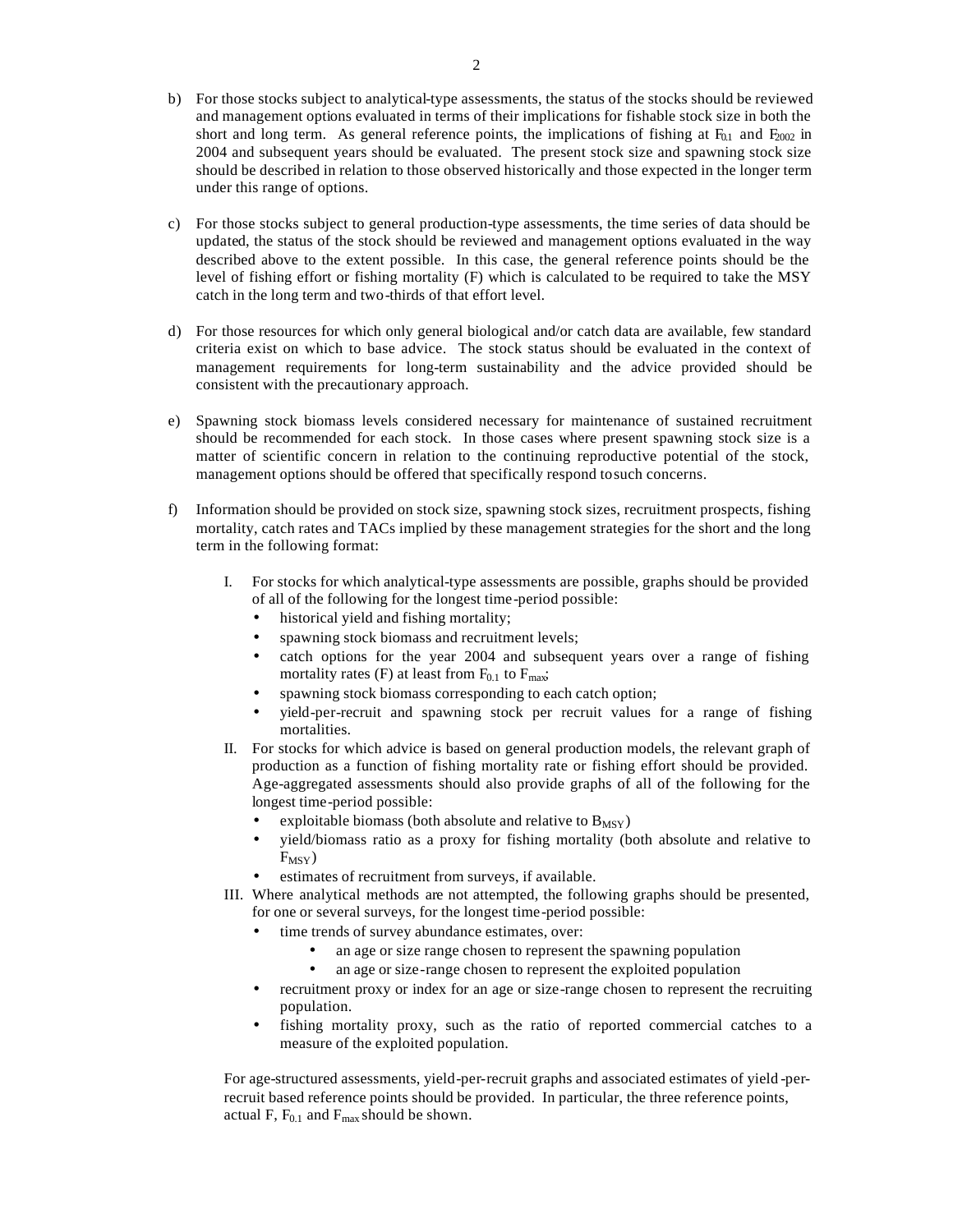b) For those stocks subject to analytical-type assessments, the status of the stocks should be reviewed and management options evaluated in terms of their implications for fishable stock size in both the short and long term. As general reference points, the implications of fishing at $F_{0.1}$ and $F_{2002}$ in 2004 and subsequent years should be evaluated. The present stock size and spawning stock size should be described in relation to those observed historically and those expected in the longer term under this range of options.

c) For those stocks subject to general production-type assessments, the time series of data should be updated, the status of the stock should be reviewed and management options evaluated in the way described above to the extent possible. In this case, the general reference points should be the level of fishing effort or fishing mortality (F) which is calculated to be required to take the MSY catch in the long term and two-thirds of that effort level.

d) For those resources for which only general biological and/or catch data are available, few standard criteria exist on which to base advice. The stock status should be evaluated in the context of management requirements for long-term sustainability and the advice provided should be consistent with the precautionary approach.

e) Spawning stock biomass levels considered necessary for maintenance of sustained recruitment should be recommended for each stock. In those cases where present spawning stock size is a matter of scientific concern in relation to the continuing reproductive potential of the stock, management options should be offered that specifically respond to such concerns.

f) Information should be provided on stock size, spawning stock sizes, recruitment prospects, fishing mortality, catch rates and TACs implied by these management strategies for the short and the long term in the following format:

   I. For stocks for which analytical-type assessments are possible, graphs should be provided of all of the following for the longest time-period possible:
      - historical yield and fishing mortality;
      - spawning stock biomass and recruitment levels;
      - catch options for the year 2004 and subsequent years over a range of fishing mortality rates (F) at least from $F_{0.1}$ to $F_{max}$;
      - spawning stock biomass corresponding to each catch option;
      - yield-per-recruit and spawning stock per recruit values for a range of fishing mortalities.

   II. For stocks for which advice is based on general production models, the relevant graph of production as a function of fishing mortality rate or fishing effort should be provided. Age-aggregated assessments should also provide graphs of all of the following for the longest time-period possible:
      - exploitable biomass (both absolute and relative to $B_{MSY}$)
      - yield/biomass ratio as a proxy for fishing mortality (both absolute and relative to $F_{MSY}$)
      - estimates of recruitment from surveys, if available.

   III. Where analytical methods are not attempted, the following graphs should be presented, for one or several surveys, for the longest time-period possible:
      - time trends of survey abundance estimates, over:
         - an age or size range chosen to represent the spawning population
         - an age or size-range chosen to represent the exploited population
      - recruitment proxy or index for an age or size-range chosen to represent the recruiting population.
      - fishing mortality proxy, such as the ratio of reported commercial catches to a measure of the exploited population.

   For age-structured assessments, yield-per-recruit graphs and associated estimates of yield-per-recruit based reference points should be provided. In particular, the three reference points, actual F, $F_{0.1}$ and $F_{max}$ should be shown.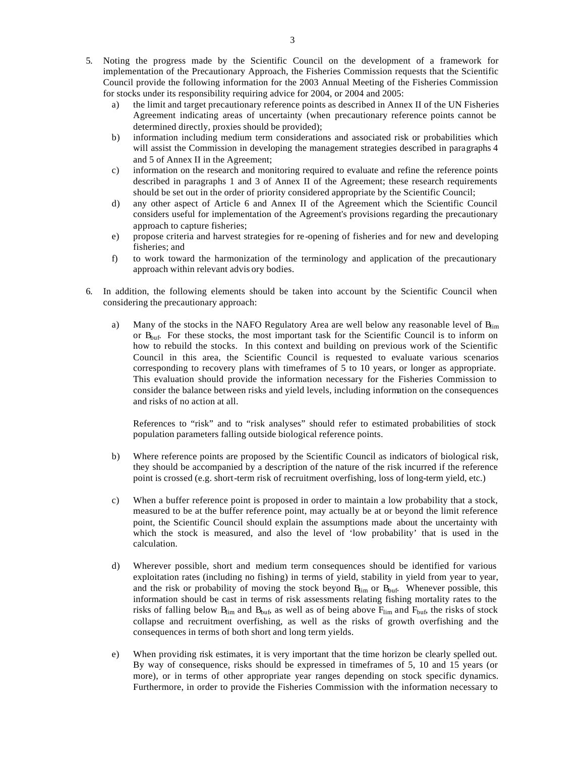5. Noting the progress made by the Scientific Council on the development of a framework for implementation of the Precautionary Approach, the Fisheries Commission requests that the Scientific Council provide the following information for the 2003 Annual Meeting of the Fisheries Commission for stocks under its responsibility requiring advice for 2004, or 2004 and 2005:
   a) the limit and target precautionary reference points as described in Annex II of the UN Fisheries Agreement indicating areas of uncertainty (when precautionary reference points cannot be determined directly, proxies should be provided);
   b) information including medium term considerations and associated risk or probabilities which will assist the Commission in developing the management strategies described in paragraphs 4 and 5 of Annex II in the Agreement;
   c) information on the research and monitoring required to evaluate and refine the reference points described in paragraphs 1 and 3 of Annex II of the Agreement; these research requirements should be set out in the order of priority considered appropriate by the Scientific Council;
   d) any other aspect of Article 6 and Annex II of the Agreement which the Scientific Council considers useful for implementation of the Agreement's provisions regarding the precautionary approach to capture fisheries;
   e) propose criteria and harvest strategies for re-opening of fisheries and for new and developing fisheries; and
   f) to work toward the harmonization of the terminology and application of the precautionary approach within relevant advisory bodies.

6. In addition, the following elements should be taken into account by the Scientific Council when considering the precautionary approach:

   a) Many of the stocks in the NAFO Regulatory Area are well below any reasonable level of $B_{lim}$ or $B_{buf}$. For these stocks, the most important task for the Scientific Council is to inform on how to rebuild the stocks. In this context and building on previous work of the Scientific Council in this area, the Scientific Council is requested to evaluate various scenarios corresponding to recovery plans with timeframes of 5 to 10 years, or longer as appropriate. This evaluation should provide the information necessary for the Fisheries Commission to consider the balance between risks and yield levels, including information on the consequences and risks of no action at all.

      References to "risk" and to "risk analyses" should refer to estimated probabilities of stock population parameters falling outside biological reference points.

   b) Where reference points are proposed by the Scientific Council as indicators of biological risk, they should be accompanied by a description of the nature of the risk incurred if the reference point is crossed (e.g. short-term risk of recruitment overfishing, loss of long-term yield, etc.)

   c) When a buffer reference point is proposed in order to maintain a low probability that a stock, measured to be at the buffer reference point, may actually be at or beyond the limit reference point, the Scientific Council should explain the assumptions made about the uncertainty with which the stock is measured, and also the level of 'low probability' that is used in the calculation.

   d) Wherever possible, short and medium term consequences should be identified for various exploitation rates (including no fishing) in terms of yield, stability in yield from year to year, and the risk or probability of moving the stock beyond $B_{lim}$ or $B_{buf}$. Whenever possible, this information should be cast in terms of risk assessments relating fishing mortality rates to the risks of falling below $B_{lim}$ and $B_{buf}$, as well as of being above $F_{lim}$ and $F_{buf}$, the risks of stock collapse and recruitment overfishing, as well as the risks of growth overfishing and the consequences in terms of both short and long term yields.

   e) When providing risk estimates, it is very important that the time horizon be clearly spelled out. By way of consequence, risks should be expressed in timeframes of 5, 10 and 15 years (or more), or in terms of other appropriate year ranges depending on stock specific dynamics. Furthermore, in order to provide the Fisheries Commission with the information necessary to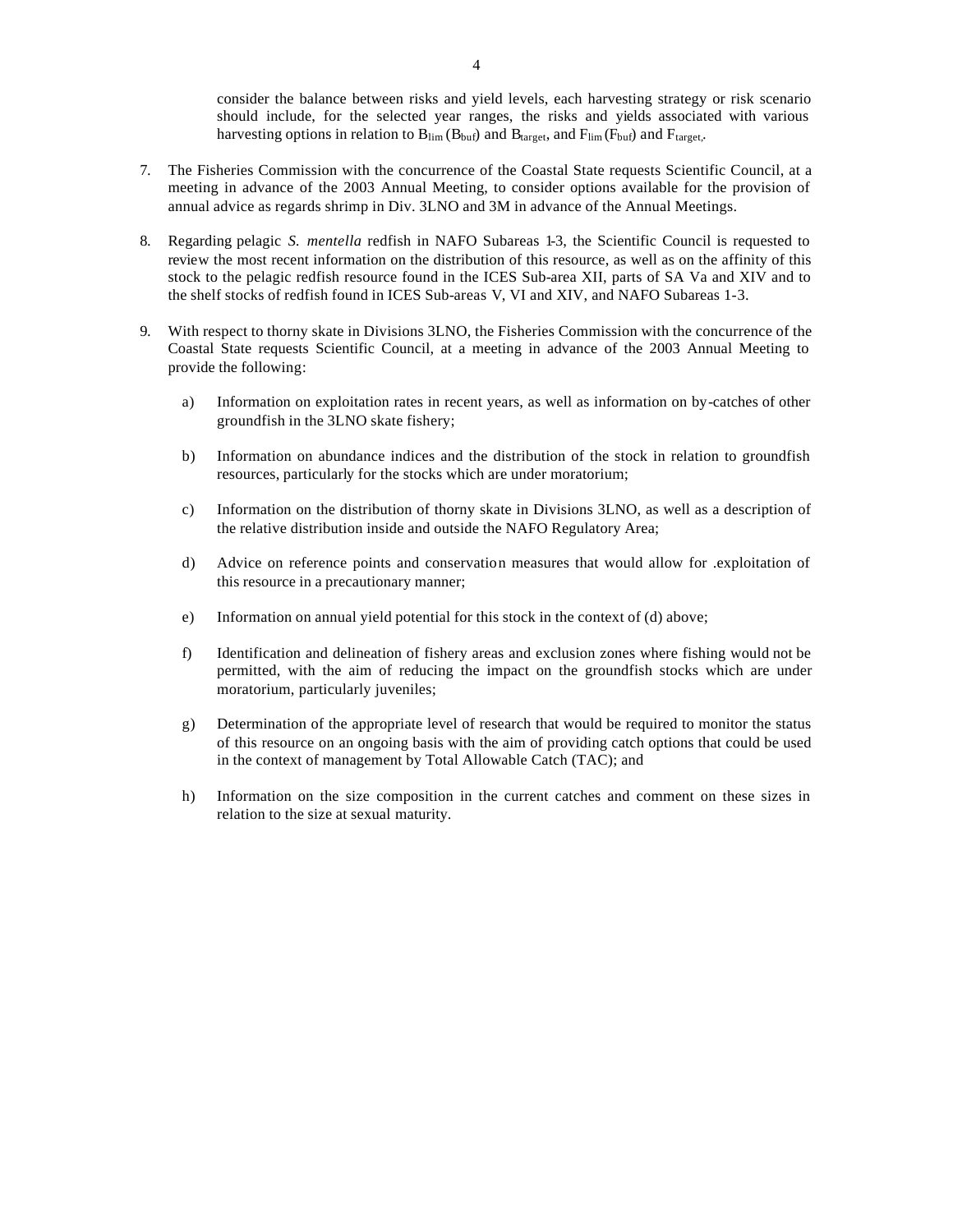consider the balance between risks and yield levels, each harvesting strategy or risk scenario should include, for the selected year ranges, the risks and yields associated with various harvesting options in relation to $B_{lim}$ ($B_{buf}$) and $B_{target}$, and $F_{lim}$ ($F_{buf}$) and $F_{target}$.

7. The Fisheries Commission with the concurrence of the Coastal State requests Scientific Council, at a meeting in advance of the 2003 Annual Meeting, to consider options available for the provision of annual advice as regards shrimp in Div. 3LNO and 3M in advance of the Annual Meetings.

8. Regarding pelagic *S. mentella* redfish in NAFO Subareas 1-3, the Scientific Council is requested to review the most recent information on the distribution of this resource, as well as on the affinity of this stock to the pelagic redfish resource found in the ICES Sub-area XII, parts of SA Va and XIV and to the shelf stocks of redfish found in ICES Sub-areas V, VI and XIV, and NAFO Subareas 1-3.

9. With respect to thorny skate in Divisions 3LNO, the Fisheries Commission with the concurrence of the Coastal State requests Scientific Council, at a meeting in advance of the 2003 Annual Meeting to provide the following:

   a) Information on exploitation rates in recent years, as well as information on by-catches of other groundfish in the 3LNO skate fishery;

   b) Information on abundance indices and the distribution of the stock in relation to groundfish resources, particularly for the stocks which are under moratorium;

   c) Information on the distribution of thorny skate in Divisions 3LNO, as well as a description of the relative distribution inside and outside the NAFO Regulatory Area;

   d) Advice on reference points and conservation measures that would allow for .exploitation of this resource in a precautionary manner;

   e) Information on annual yield potential for this stock in the context of (d) above;

   f) Identification and delineation of fishery areas and exclusion zones where fishing would not be permitted, with the aim of reducing the impact on the groundfish stocks which are under moratorium, particularly juveniles;

   g) Determination of the appropriate level of research that would be required to monitor the status of this resource on an ongoing basis with the aim of providing catch options that could be used in the context of management by Total Allowable Catch (TAC); and

   h) Information on the size composition in the current catches and comment on these sizes in relation to the size at sexual maturity.